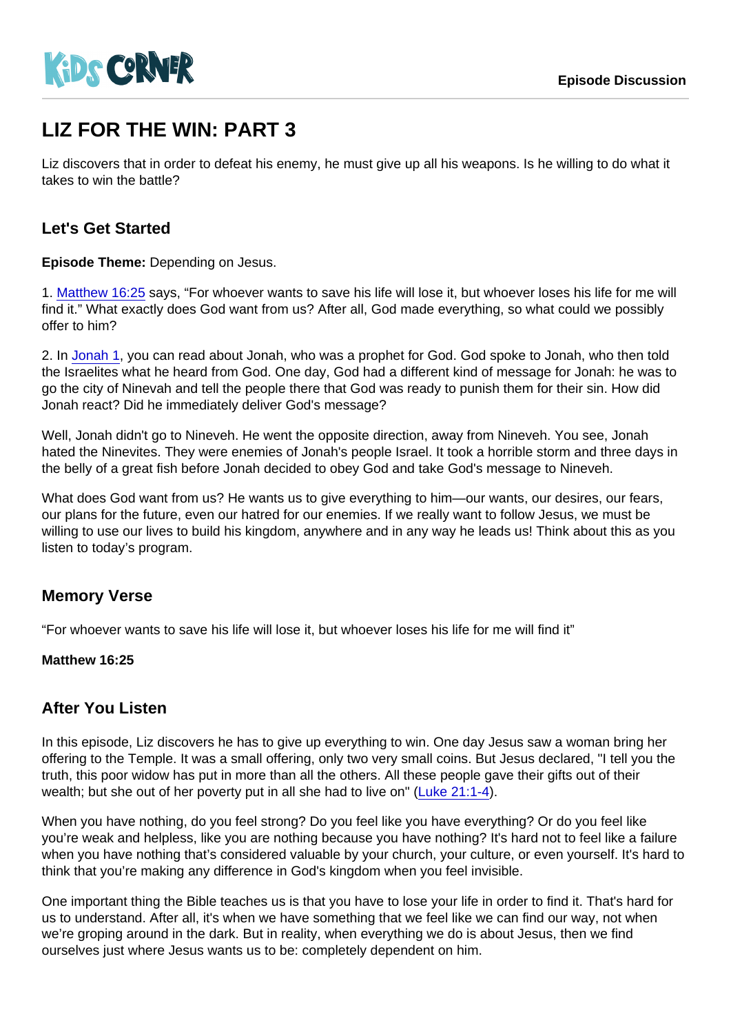KiDS CORNER

Episode Discussion

# LIZ FOR THE WIN: PART 3

Liz discovers that in order to defeat his enemy, he must give up all his weapons. Is he willing to do what it takes to win the battle?

## Let's Get Started

**Episode Theme:** Depending on Jesus.

1. Matthew 16:25 says, “For whoever wants to save his life will lose it, but whoever loses his life for me will find it.” What exactly does God want from us? After all, God made everything, so what could we possibly offer to him?

2. In Jonah 1, you can read about Jonah, who was a prophet for God. God spoke to Jonah, who then told the Israelites what he heard from God. One day, God had a different kind of message for Jonah: he was to go the city of Ninevah and tell the people there that God was ready to punish them for their sin. How did Jonah react? Did he immediately deliver God's message?

Well, Jonah didn't go to Nineveh. He went the opposite direction, away from Nineveh. You see, Jonah hated the Ninevites. They were enemies of Jonah's people Israel. It took a horrible storm and three days in the belly of a great fish before Jonah decided to obey God and take God's message to Nineveh.

What does God want from us? He wants us to give everything to him—our wants, our desires, our fears, our plans for the future, even our hatred for our enemies. If we really want to follow Jesus, we must be willing to use our lives to build his kingdom, anywhere and in any way he leads us! Think about this as you listen to today’s program.

## Memory Verse

“For whoever wants to save his life will lose it, but whoever loses his life for me will find it”

**Matthew 16:25**

## After You Listen

In this episode, Liz discovers he has to give up everything to win. One day Jesus saw a woman bring her offering to the Temple. It was a small offering, only two very small coins. But Jesus declared, "I tell you the truth, this poor widow has put in more than all the others. All these people gave their gifts out of their wealth; but she out of her poverty put in all she had to live on" (Luke 21:1-4).

When you have nothing, do you feel strong? Do you feel like you have everything? Or do you feel like you’re weak and helpless, like you are nothing because you have nothing? It's hard not to feel like a failure when you have nothing that’s considered valuable by your church, your culture, or even yourself. It's hard to think that you’re making any difference in God's kingdom when you feel invisible.

One important thing the Bible teaches us is that you have to lose your life in order to find it. That's hard for us to understand. After all, it's when we have something that we feel like we can find our way, not when we’re groping around in the dark. But in reality, when everything we do is about Jesus, then we find ourselves just where Jesus wants us to be: completely dependent on him.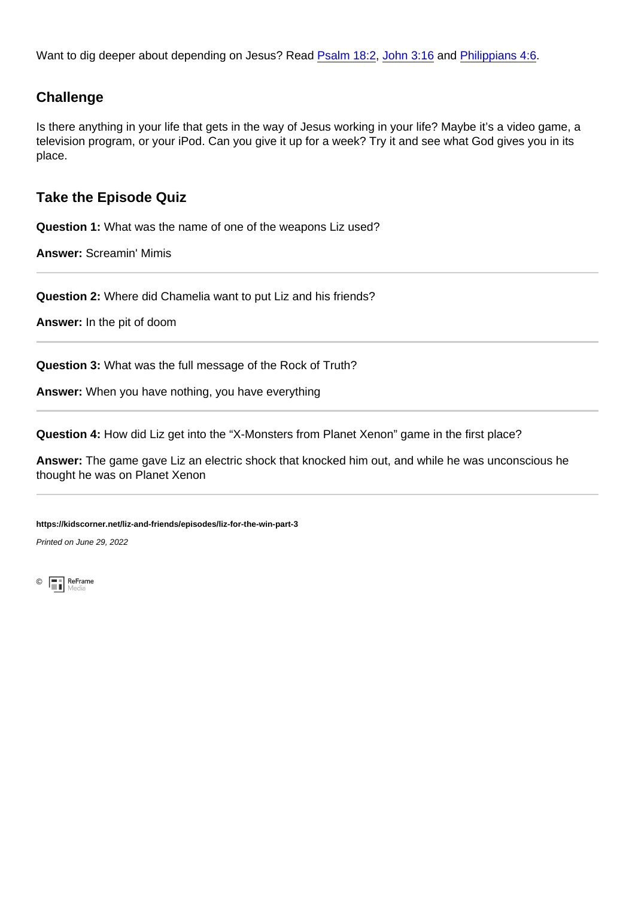Want to dig deeper about depending on Jesus? Read Psalm 18:2, John 3:16 and Philippians 4:6.

## Challenge

Is there anything in your life that gets in the way of Jesus working in your life? Maybe it's a video game, a television program, or your iPod. Can you give it up for a week? Try it and see what God gives you in its place.

## Take the Episode Quiz

**Question 1:** What was the name of one of the weapons Liz used?

**Answer:** Screamin' Mimis

---

**Question 2:** Where did Chamelia want to put Liz and his friends?

**Answer:** In the pit of doom

---

**Question 3:** What was the full message of the Rock of Truth?

**Answer:** When you have nothing, you have everything

---

**Question 4:** How did Liz get into the "X-Monsters from Planet Xenon" game in the first place?

**Answer:** The game gave Liz an electric shock that knocked him out, and while he was unconscious he thought he was on Planet Xenon

---

https://kidscorner.net/liz-and-friends/episodes/liz-for-the-win-part-3

*Printed on June 29, 2022*

© ReFrame Media